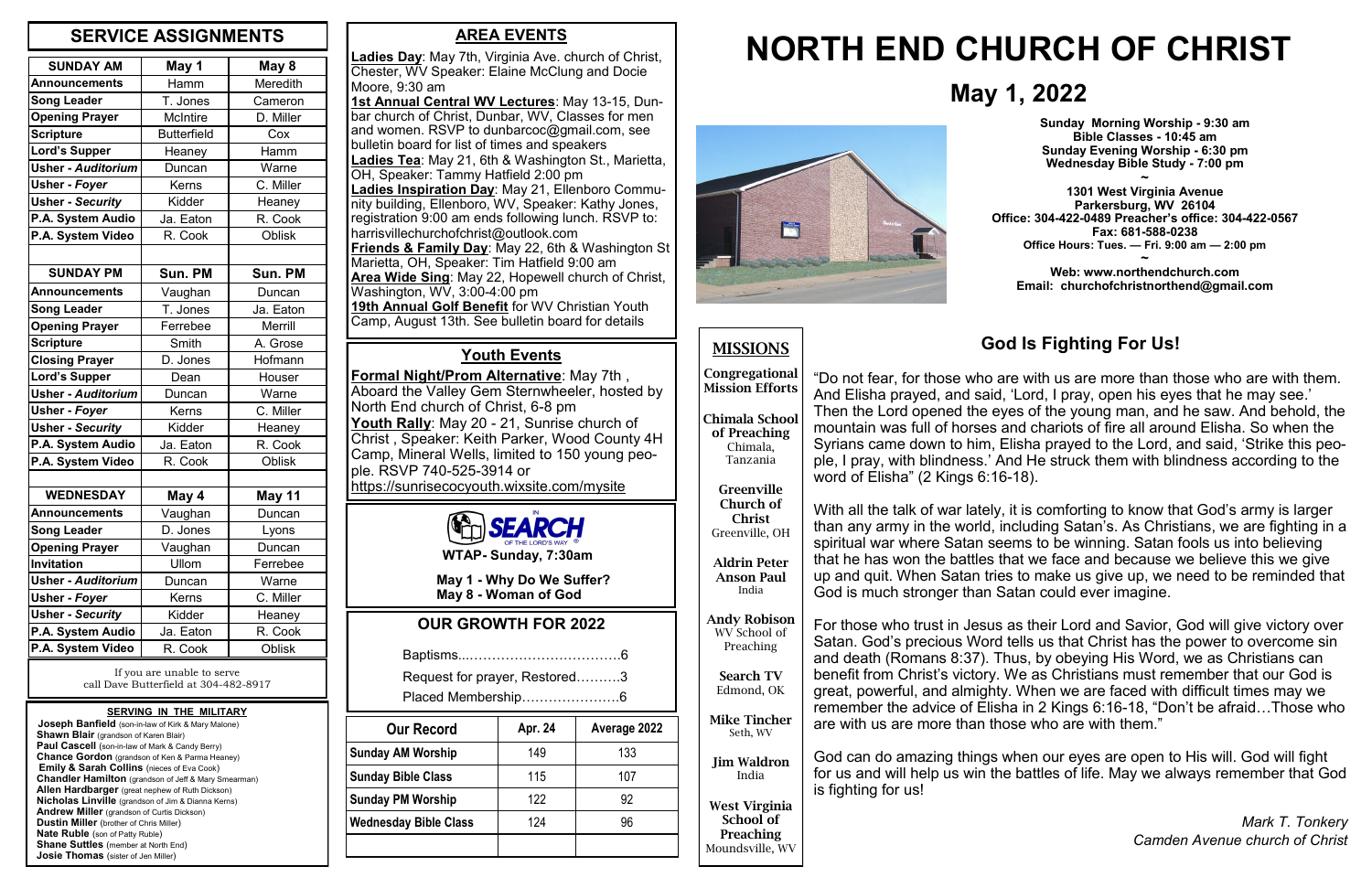# NORTH END CHURCH OF CHRIST

## May 1, 2022

**Sunday Morning Worship - 9:30 am**
**Bible Classes - 10:45 am**
**Sunday Evening Worship - 6:30 pm**
**Wednesday Bible Study - 7:00 pm**
~
**1301 West Virginia Avenue**
**Parkersburg, WV 26104**
**Office: 304-422-0489 Preacher's office: 304-422-0567**
**Fax: 681-588-0238**
**Office Hours: Tues. — Fri. 9:00 am — 2:00 pm**
~
**Web: www.northendchurch.com**
**Email: churchofchristnorthend@gmail.com**

## SERVICE ASSIGNMENTS

| SUNDAY AM | May 1 | May 8 |
|---|---|---|
| Announcements | Hamm | Meredith |
| Song Leader | T. Jones | Cameron |
| Opening Prayer | McIntire | D. Miller |
| Scripture | Butterfield | Cox |
| Lord's Supper | Heaney | Hamm |
| Usher - *Auditorium* | Duncan | Warne |
| Usher - *Foyer* | Kerns | C. Miller |
| Usher - *Security* | Kidder | Heaney |
| P.A. System Audio | Ja. Eaton | R. Cook |
| P.A. System Video | R. Cook | Oblisk |

| SUNDAY PM | Sun. PM | Sun. PM |
|---|---|---|
| Announcements | Vaughan | Duncan |
| Song Leader | T. Jones | Ja. Eaton |
| Opening Prayer | Ferrebee | Merrill |
| Scripture | Smith | A. Grose |
| Closing Prayer | D. Jones | Hofmann |
| Lord's Supper | Dean | Houser |
| Usher - *Auditorium* | Duncan | Warne |
| Usher - *Foyer* | Kerns | C. Miller |
| Usher - *Security* | Kidder | Heaney |
| P.A. System Audio | Ja. Eaton | R. Cook |
| P.A. System Video | R. Cook | Oblisk |

| WEDNESDAY | May 4 | May 11 |
|---|---|---|
| Announcements | Vaughan | Duncan |
| Song Leader | D. Jones | Lyons |
| Opening Prayer | Vaughan | Duncan |
| Invitation | Ullom | Ferrebee |
| Usher - *Auditorium* | Duncan | Warne |
| Usher - *Foyer* | Kerns | C. Miller |
| Usher - *Security* | Kidder | Heaney |
| P.A. System Audio | Ja. Eaton | R. Cook |
| P.A. System Video | R. Cook | Oblisk |

If you are unable to serve call Dave Butterfield at 304-482-8917

### SERVING IN THE MILITARY

**Joseph Banfield** (son-in-law of Kirk & Mary Malone)
**Shawn Blair** (grandson of Karen Blair)
**Paul Cascell** (son-in-law of Mark & Candy Berry)
**Chance Gordon** (grandson of Ken & Parma Heaney)
**Emily & Sarah Collins** (nieces of Eva Cook)
**Chandler Hamilton** (grandson of Jeff & Mary Smearman)
**Allen Hardbarger** (great nephew of Ruth Dickson)
**Nicholas Linville** (grandson of Jim & Dianna Kerns)
**Andrew Miller** (grandson of Curtis Dickson)
**Dustin Miller** (brother of Chris Miller)
**Nate Ruble** (son of Patty Ruble)
**Shane Suttles** (member at North End)
**Josie Thomas** (sister of Jen Miller)

## AREA EVENTS

**Ladies Day**: May 7th, Virginia Ave. church of Christ, Chester, WV Speaker: Elaine McClung and Docie Moore, 9:30 am

**1st Annual Central WV Lectures**: May 13-15, Dunbar church of Christ, Dunbar, WV, Classes for men and women. RSVP to dunbarcoc@gmail.com, see bulletin board for list of times and speakers

**Ladies Tea**: May 21, 6th & Washington St., Marietta, OH, Speaker: Tammy Hatfield 2:00 pm

**Ladies Inspiration Day**: May 21, Ellenboro Community building, Ellenboro, WV, Speaker: Kathy Jones, registration 9:00 am ends following lunch. RSVP to: harrisvillechurchofchrist@outlook.com

**Friends & Family Day**: May 22, 6th & Washington St Marietta, OH, Speaker: Tim Hatfield 9:00 am

**Area Wide Sing**: May 22, Hopewell church of Christ, Washington, WV, 3:00-4:00 pm

**19th Annual Golf Benefit** for WV Christian Youth Camp, August 13th. See bulletin board for details

## Youth Events

**Formal Night/Prom Alternative**: May 7th , Aboard the Valley Gem Sternwheeler, hosted by North End church of Christ, 6-8 pm

**Youth Rally**: May 20 - 21, Sunrise church of Christ , Speaker: Keith Parker, Wood County 4H Camp, Mineral Wells, limited to 150 young people. RSVP 740-525-3914 or https://sunrisecocyouth.wixsite.com/mysite

**SEARCH** IN THE LORD'S WAY
**WTAP- Sunday, 7:30am**

**May 1 - Why Do We Suffer?**
**May 8 - Woman of God**

## OUR GROWTH FOR 2022

Baptisms.....................................6
Request for prayer, Restored..........3
Placed Membership......................6

| Our Record | Apr. 24 | Average 2022 |
|---|---|---|
| Sunday AM Worship | 149 | 133 |
| Sunday Bible Class | 115 | 107 |
| Sunday PM Worship | 122 | 92 |
| Wednesday Bible Class | 124 | 96 |

## MISSIONS

**Congregational Mission Efforts**

**Chimala School of Preaching** Chimala, Tanzania

**Greenville Church of Christ** Greenville, OH

**Aldrin Peter Anson Paul** India

**Andy Robison** WV School of Preaching

**Search TV** Edmond, OK

**Mike Tincher** Seth, WV

**Jim Waldron** India

**West Virginia School of Preaching** Moundsville, WV

## God Is Fighting For Us!

"Do not fear, for those who are with us are more than those who are with them. And Elisha prayed, and said, 'Lord, I pray, open his eyes that he may see.' Then the Lord opened the eyes of the young man, and he saw. And behold, the mountain was full of horses and chariots of fire all around Elisha. So when the Syrians came down to him, Elisha prayed to the Lord, and said, 'Strike this people, I pray, with blindness.' And He struck them with blindness according to the word of Elisha" (2 Kings 6:16-18).

With all the talk of war lately, it is comforting to know that God's army is larger than any army in the world, including Satan's. As Christians, we are fighting in a spiritual war where Satan seems to be winning. Satan fools us into believing that he has won the battles that we face and because we believe this we give up and quit. When Satan tries to make us give up, we need to be reminded that God is much stronger than Satan could ever imagine.

For those who trust in Jesus as their Lord and Savior, God will give victory over Satan. God's precious Word tells us that Christ has the power to overcome sin and death (Romans 8:37). Thus, by obeying His Word, we as Christians can benefit from Christ's victory. We as Christians must remember that our God is great, powerful, and almighty. When we are faced with difficult times may we remember the advice of Elisha in 2 Kings 6:16-18, "Don't be afraid…Those who are with us are more than those who are with them."

God can do amazing things when our eyes are open to His will. God will fight for us and will help us win the battles of life. May we always remember that God is fighting for us!

*Mark T. Tonkery*
*Camden Avenue church of Christ*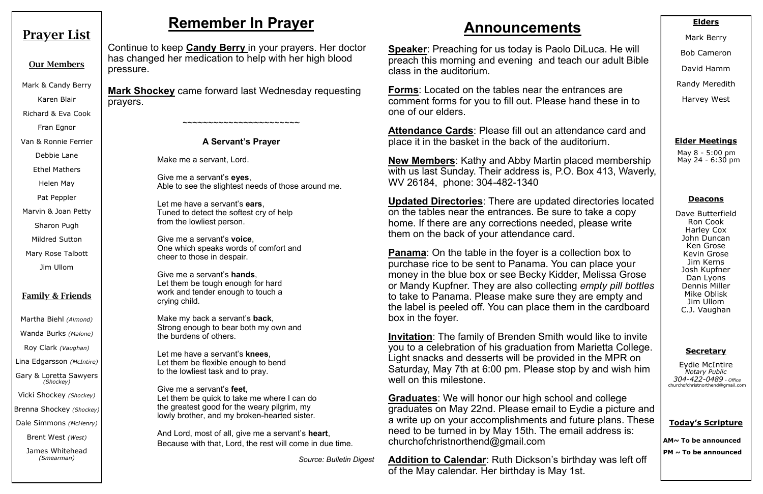## Prayer List

### Our Members

Mark & Candy Berry

Karen Blair

Richard & Eva Cook

Fran Egnor

Van & Ronnie Ferrier

Debbie Lane

Ethel Mathers

Helen May

Pat Peppler

Marvin & Joan Petty

Sharon Pugh

Mildred Sutton

Mary Rose Talbott

Jim Ullom

### Family & Friends

Martha Biehl *(Almond)*

Wanda Burks *(Malone)*

Roy Clark *(Vaughan)*

Lina Edgarsson *(McIntire)*

Gary & Loretta Sawyers *(Shockey)*

Vicki Shockey *(Shockey)*

Brenna Shockey *(Shockey)*

Dale Simmons *(McHenry)*

Brent West *(West)*

James Whitehead *(Smearman)*

# Remember In Prayer

Continue to keep **Candy Berry** in your prayers. Her doctor has changed her medication to help with her high blood pressure.

**Mark Shockey** came forward last Wednesday requesting prayers.

~~~~~~~~~~~~~~~~~~~~~~~~

**A Servant's Prayer**

Make me a servant, Lord.

Give me a servant's **eyes**,
Able to see the slightest needs of those around me.

Let me have a servant's **ears**,
Tuned to detect the softest cry of help
from the lowliest person.

Give me a servant's **voice**,
One which speaks words of comfort and
cheer to those in despair.

Give me a servant's **hands**,
Let them be tough enough for hard
work and tender enough to touch a
crying child.

Make my back a servant's **back**,
Strong enough to bear both my own and
the burdens of others.

Let me have a servant's **knees**,
Let them be flexible enough to bend
to the lowliest task and to pray.

Give me a servant's **feet**,
Let them be quick to take me where I can do
the greatest good for the weary pilgrim, my
lowly brother, and my broken-hearted sister.

And Lord, most of all, give me a servant's **heart**,
Because with that, Lord, the rest will come in due time.

*Source: Bulletin Digest*

# Announcements

**Speaker**: Preaching for us today is Paolo DiLuca. He will preach this morning and evening and teach our adult Bible class in the auditorium.

**Forms**: Located on the tables near the entrances are comment forms for you to fill out. Please hand these in to one of our elders.

**Attendance Cards**: Please fill out an attendance card and place it in the basket in the back of the auditorium.

**New Members**: Kathy and Abby Martin placed membership with us last Sunday. Their address is, P.O. Box 413, Waverly, WV 26184, phone: 304-482-1340

**Updated Directories**: There are updated directories located on the tables near the entrances. Be sure to take a copy home. If there are any corrections needed, please write them on the back of your attendance card.

**Panama**: On the table in the foyer is a collection box to purchase rice to be sent to Panama. You can place your money in the blue box or see Becky Kidder, Melissa Grose or Mandy Kupfner. They are also collecting *empty pill bottles* to take to Panama. Please make sure they are empty and the label is peeled off. You can place them in the cardboard box in the foyer.

**Invitation**: The family of Brenden Smith would like to invite you to a celebration of his graduation from Marietta College. Light snacks and desserts will be provided in the MPR on Saturday, May 7th at 6:00 pm. Please stop by and wish him well on this milestone.

**Graduates**: We will honor our high school and college graduates on May 22nd. Please email to Eydie a picture and a write up on your accomplishments and future plans. These need to be turned in by May 15th. The email address is: churchofchristnorthend@gmail.com

**Addition to Calendar**: Ruth Dickson's birthday was left off of the May calendar. Her birthday is May 1st.

**Elders**

Mark Berry

Bob Cameron

David Hamm

Randy Meredith

Harvey West

**Elder Meetings**

May 8 - 5:00 pm
May 24 - 6:30 pm

**Deacons**

Dave Butterfield
Ron Cook
Harley Cox
John Duncan
Ken Grose
Kevin Grose
Jim Kerns
Josh Kupfner
Dan Lyons
Dennis Miller
Mike Oblisk
Jim Ullom
C.J. Vaughan

**Secretary**

Eydie McIntire
*Notary Public*
*304-422-0489* - *Office*
churchofchristnorthend@gmail.com

**Today's Scripture**

**AM~ To be announced**

**PM ~ To be announced**